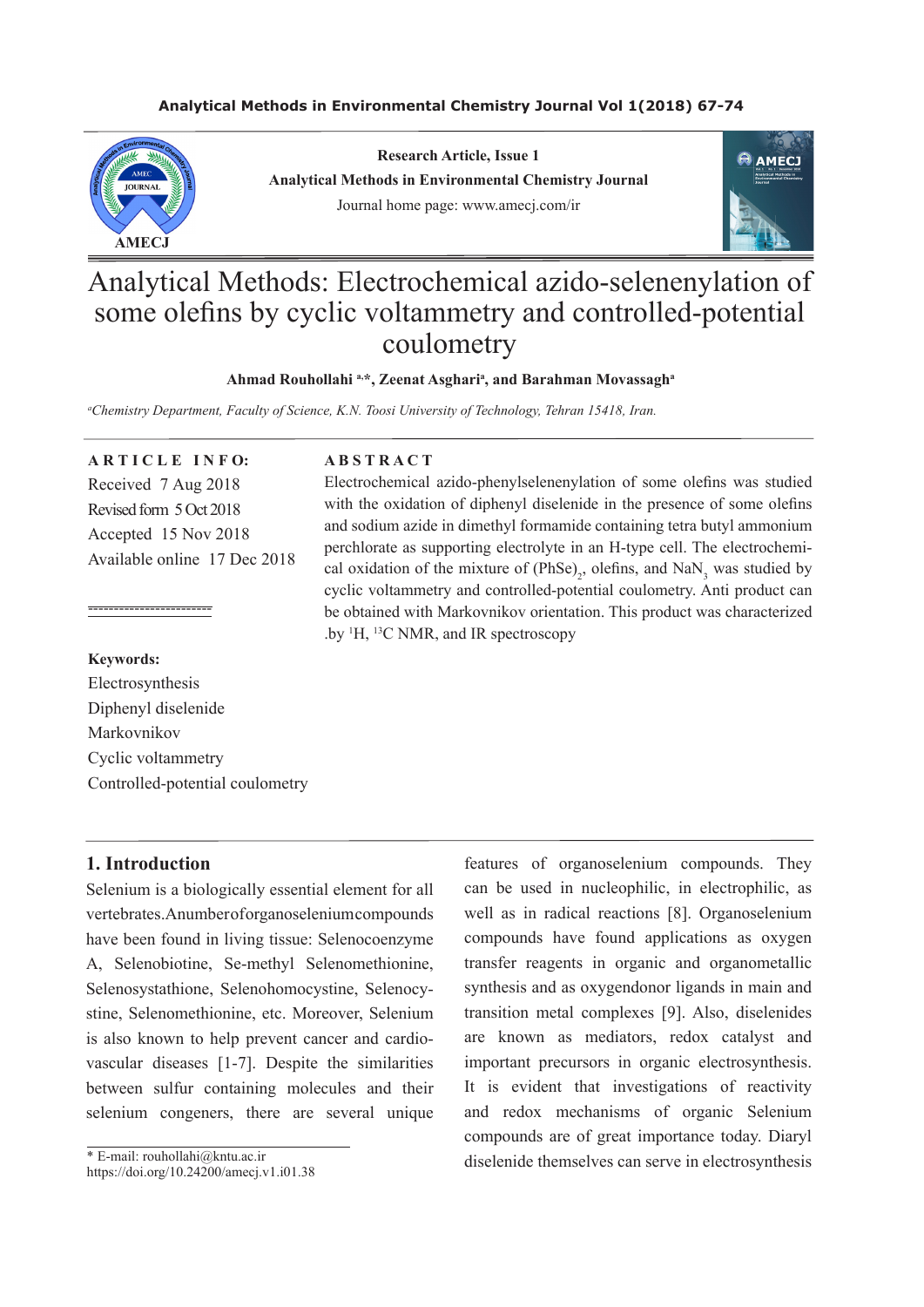Research Article, Issue 1
Analytical Methods in Environmental Chemistry Journal
Journal home page: www.amecj.com/ir

# Analytical Methods: Electrochemical azido-selenenylation of some olefins by cyclic voltammetry and controlled-potential coulometry

**Ahmad Rouhollahi [a,*], Zeenat Asghari[a], and Barahman Movassagh[a]**

[a]*Chemistry Department, Faculty of Science, K.N. Toosi University of Technology, Tehran 15418, Iran.*

**ARTICLE INFO:**
Received 7 Aug 2018
Revised form 5 Oct 2018
Accepted 15 Nov 2018
Available online 17 Dec 2018

**Keywords:**
Electrosynthesis
Diphenyl diselenide
Markovnikov
Cyclic voltammetry
Controlled-potential coulometry

**ABSTRACT**

Electrochemical azido-phenylselenenylation of some olefins was studied with the oxidation of diphenyl diselenide in the presence of some olefins and sodium azide in dimethyl formamide containing tetra butyl ammonium perchlorate as supporting electrolyte in an H-type cell. The electrochemical oxidation of the mixture of $(PhSe)_2$, olefins, and $NaN_3$ was studied by cyclic voltammetry and controlled-potential coulometry. Anti product can be obtained with Markovnikov orientation. This product was characterized .by $^1H$, $^{13}C$ NMR, and IR spectroscopy

## 1. Introduction

Selenium is a biologically essential element for all vertebrates. A number of organoselenium compounds have been found in living tissue: Selenocoenzyme A, Selenobiotine, Se-methyl Selenomethionine, Selenosystathione, Selenohomocystine, Selenocystine, Selenomethionine, etc. Moreover, Selenium is also known to help prevent cancer and cardiovascular diseases [1-7]. Despite the similarities between sulfur containing molecules and their selenium congeners, there are several unique features of organoselenium compounds. They can be used in nucleophilic, in electrophilic, as well as in radical reactions [8]. Organoselenium compounds have found applications as oxygen transfer reagents in organic and organometallic synthesis and as oxygendonor ligands in main and transition metal complexes [9]. Also, diselenides are known as mediators, redox catalyst and important precursors in organic electrosynthesis. It is evident that investigations of reactivity and redox mechanisms of organic Selenium compounds are of great importance today. Diaryl diselenide themselves can serve in electrosynthesis

* E-mail: rouhollahi@kntu.ac.ir
https://doi.org/10.24200/amecj.v1.i01.38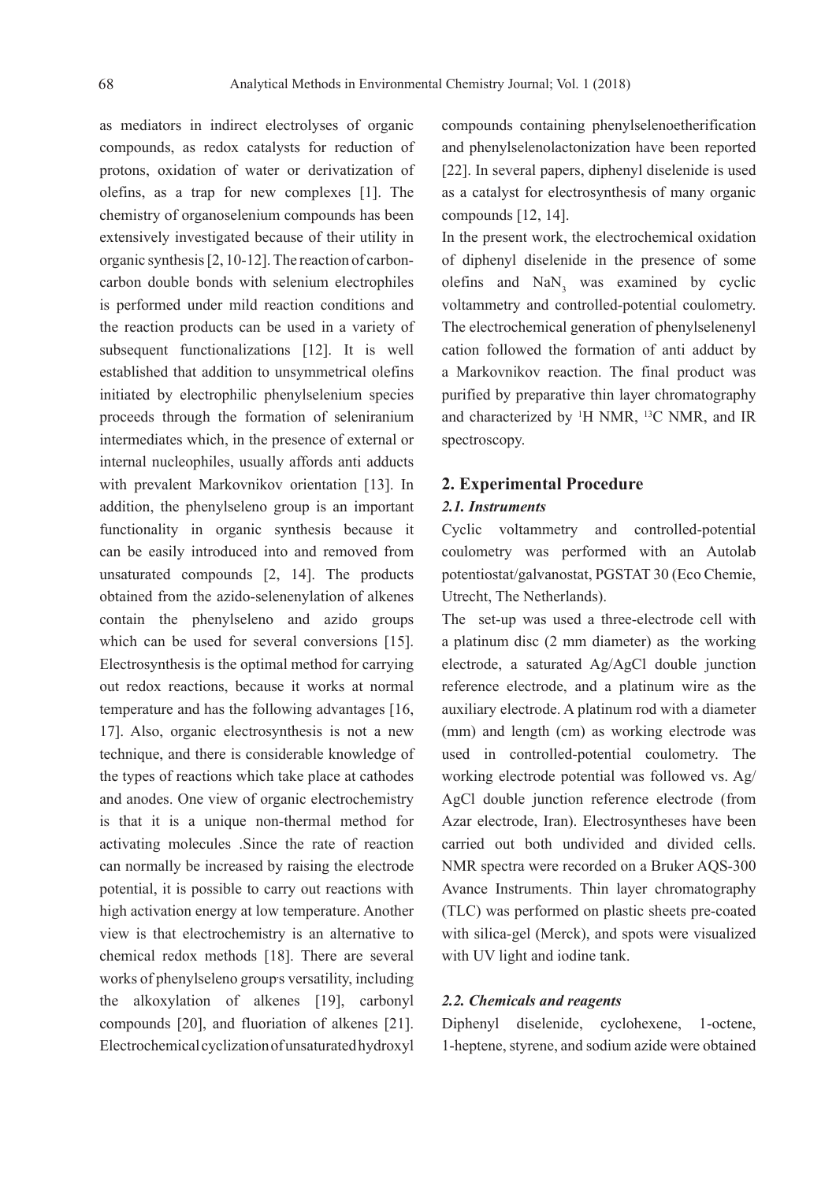as mediators in indirect electrolyses of organic compounds, as redox catalysts for reduction of protons, oxidation of water or derivatization of olefins, as a trap for new complexes [1]. The chemistry of organoselenium compounds has been extensively investigated because of their utility in organic synthesis [2, 10-12]. The reaction of carbon-carbon double bonds with selenium electrophiles is performed under mild reaction conditions and the reaction products can be used in a variety of subsequent functionalizations [12]. It is well established that addition to unsymmetrical olefins initiated by electrophilic phenylselenium species proceeds through the formation of seleniranium intermediates which, in the presence of external or internal nucleophiles, usually affords anti adducts with prevalent Markovnikov orientation [13]. In addition, the phenylseleno group is an important functionality in organic synthesis because it can be easily introduced into and removed from unsaturated compounds [2, 14]. The products obtained from the azido-selenenylation of alkenes contain the phenylseleno and azido groups which can be used for several conversions [15]. Electrosynthesis is the optimal method for carrying out redox reactions, because it works at normal temperature and has the following advantages [16, 17]. Also, organic electrosynthesis is not a new technique, and there is considerable knowledge of the types of reactions which take place at cathodes and anodes. One view of organic electrochemistry is that it is a unique non-thermal method for activating molecules .Since the rate of reaction can normally be increased by raising the electrode potential, it is possible to carry out reactions with high activation energy at low temperature. Another view is that electrochemistry is an alternative to chemical redox methods [18]. There are several works of phenylseleno group's versatility, including the alkoxylation of alkenes [19], carbonyl compounds [20], and fluoriation of alkenes [21]. Electrochemical cyclization of unsaturated hydroxyl compounds containing phenylselenoetherification and phenylselenolactonization have been reported [22]. In several papers, diphenyl diselenide is used as a catalyst for electrosynthesis of many organic compounds [12, 14].

In the present work, the electrochemical oxidation of diphenyl diselenide in the presence of some olefins and $NaN_3$ was examined by cyclic voltammetry and controlled-potential coulometry. The electrochemical generation of phenylselenenyl cation followed the formation of anti adduct by a Markovnikov reaction. The final product was purified by preparative thin layer chromatography and characterized by $^1$H NMR, $^{13}$C NMR, and IR spectroscopy.

## 2. Experimental Procedure

### *2.1. Instruments*

Cyclic voltammetry and controlled-potential coulometry was performed with an Autolab potentiostat/galvanostat, PGSTAT 30 (Eco Chemie, Utrecht, The Netherlands).

The set-up was used a three-electrode cell with a platinum disc (2 mm diameter) as the working electrode, a saturated Ag/AgCl double junction reference electrode, and a platinum wire as the auxiliary electrode. A platinum rod with a diameter (mm) and length (cm) as working electrode was used in controlled-potential coulometry. The working electrode potential was followed vs. Ag/AgCl double junction reference electrode (from Azar electrode, Iran). Electrosyntheses have been carried out both undivided and divided cells. NMR spectra were recorded on a Bruker AQS-300 Avance Instruments. Thin layer chromatography (TLC) was performed on plastic sheets pre-coated with silica-gel (Merck), and spots were visualized with UV light and iodine tank.

### *2.2. Chemicals and reagents*

Diphenyl diselenide, cyclohexene, 1-octene, 1-heptene, styrene, and sodium azide were obtained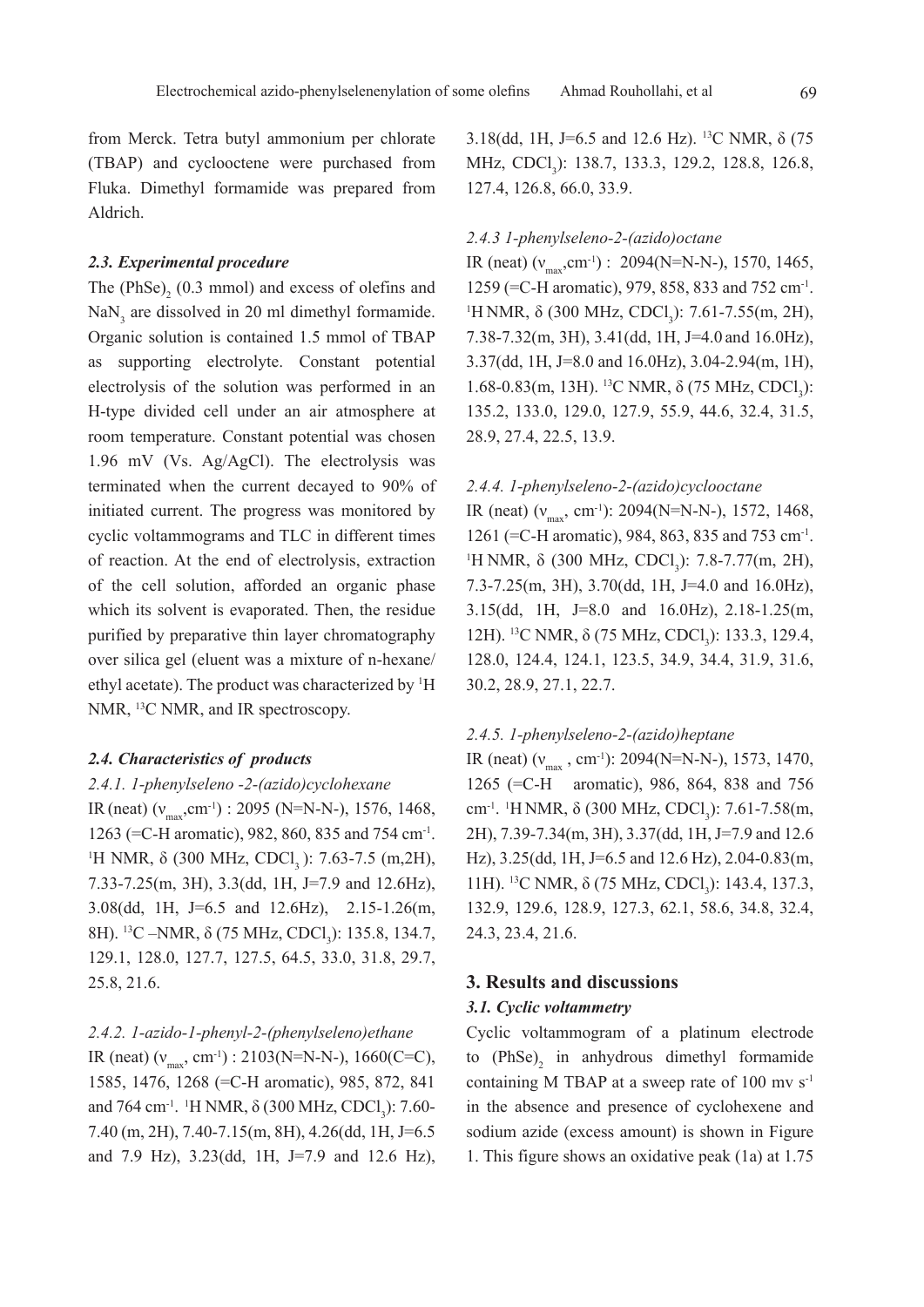from Merck. Tetra butyl ammonium per chlorate (TBAP) and cyclooctene were purchased from Fluka. Dimethyl formamide was prepared from Aldrich.

### *2.3. Experimental procedure*

The $(PhSe)_2$ (0.3 mmol) and excess of olefins and $NaN_3$ are dissolved in 20 ml dimethyl formamide. Organic solution is contained 1.5 mmol of TBAP as supporting electrolyte. Constant potential electrolysis of the solution was performed in an H-type divided cell under an air atmosphere at room temperature. Constant potential was chosen 1.96 mV (Vs. Ag/AgCl). The electrolysis was terminated when the current decayed to 90% of initiated current. The progress was monitored by cyclic voltammograms and TLC in different times of reaction. At the end of electrolysis, extraction of the cell solution, afforded an organic phase which its solvent is evaporated. Then, the residue purified by preparative thin layer chromatography over silica gel (eluent was a mixture of n-hexane/ethyl acetate). The product was characterized by $^1$H NMR, $^{13}$C NMR, and IR spectroscopy.

### *2.4. Characteristics of products*

#### *2.4.1. 1-phenylseleno -2-(azido)cyclohexane*

IR (neat) ($\nu_{max}$,cm$^{-1}$) : 2095 (N=N-N-), 1576, 1468, 1263 (=C-H aromatic), 982, 860, 835 and 754 cm$^{-1}$. $^1$H NMR, δ (300 MHz, $CDCl_3$ ): 7.63-7.5 (m,2H), 7.33-7.25(m, 3H), 3.3(dd, 1H, J=7.9 and 12.6Hz), 3.08(dd, 1H, J=6.5 and 12.6Hz), 2.15-1.26(m, 8H). $^{13}$C –NMR, δ (75 MHz, $CDCl_3$): 135.8, 134.7, 129.1, 128.0, 127.7, 127.5, 64.5, 33.0, 31.8, 29.7, 25.8, 21.6.

#### *2.4.2. 1-azido-1-phenyl-2-(phenylseleno)ethane*

IR (neat) ($\nu_{max}$, cm$^{-1}$) : 2103(N=N-N-), 1660(C=C), 1585, 1476, 1268 (=C-H aromatic), 985, 872, 841 and 764 cm$^{-1}$. $^1$H NMR, δ (300 MHz, $CDCl_3$): 7.60-7.40 (m, 2H), 7.40-7.15(m, 8H), 4.26(dd, 1H, J=6.5 and 7.9 Hz), 3.23(dd, 1H, J=7.9 and 12.6 Hz), 3.18(dd, 1H, J=6.5 and 12.6 Hz). $^{13}$C NMR, δ (75 MHz, $CDCl_3$): 138.7, 133.3, 129.2, 128.8, 126.8, 127.4, 126.8, 66.0, 33.9.

#### *2.4.3 1-phenylseleno-2-(azido)octane*

IR (neat) ($\nu_{max}$,cm$^{-1}$) : 2094(N=N-N-), 1570, 1465, 1259 (=C-H aromatic), 979, 858, 833 and 752 cm$^{-1}$. $^1$H NMR, δ (300 MHz, $CDCl_3$): 7.61-7.55(m, 2H), 7.38-7.32(m, 3H), 3.41(dd, 1H, J=4.0 and 16.0Hz), 3.37(dd, 1H, J=8.0 and 16.0Hz), 3.04-2.94(m, 1H), 1.68-0.83(m, 13H). $^{13}$C NMR, δ (75 MHz, $CDCl_3$): 135.2, 133.0, 129.0, 127.9, 55.9, 44.6, 32.4, 31.5, 28.9, 27.4, 22.5, 13.9.

#### *2.4.4. 1-phenylseleno-2-(azido)cyclooctane*

IR (neat) ($\nu_{max}$, cm$^{-1}$): 2094(N=N-N-), 1572, 1468, 1261 (=C-H aromatic), 984, 863, 835 and 753 cm$^{-1}$. $^1$H NMR, δ (300 MHz, $CDCl_3$): 7.8-7.77(m, 2H), 7.3-7.25(m, 3H), 3.70(dd, 1H, J=4.0 and 16.0Hz), 3.15(dd, 1H, J=8.0 and 16.0Hz), 2.18-1.25(m, 12H). $^{13}$C NMR, δ (75 MHz, $CDCl_3$): 133.3, 129.4, 128.0, 124.4, 124.1, 123.5, 34.9, 34.4, 31.9, 31.6, 30.2, 28.9, 27.1, 22.7.

#### *2.4.5. 1-phenylseleno-2-(azido)heptane*

IR (neat) ($\nu_{max}$ , cm$^{-1}$): 2094(N=N-N-), 1573, 1470, 1265 (=C-H aromatic), 986, 864, 838 and 756 cm$^{-1}$. $^1$H NMR, δ (300 MHz, $CDCl_3$): 7.61-7.58(m, 2H), 7.39-7.34(m, 3H), 3.37(dd, 1H, J=7.9 and 12.6 Hz), 3.25(dd, 1H, J=6.5 and 12.6 Hz), 2.04-0.83(m, 11H). $^{13}$C NMR, δ (75 MHz, $CDCl_3$): 143.4, 137.3, 132.9, 129.6, 128.9, 127.3, 62.1, 58.6, 34.8, 32.4, 24.3, 23.4, 21.6.

## 3. Results and discussions

### *3.1. Cyclic voltammetry*

Cyclic voltammogram of a platinum electrode to $(PhSe)_2$ in anhydrous dimethyl formamide containing M TBAP at a sweep rate of 100 mv s$^{-1}$ in the absence and presence of cyclohexene and sodium azide (excess amount) is shown in Figure 1. This figure shows an oxidative peak (1a) at 1.75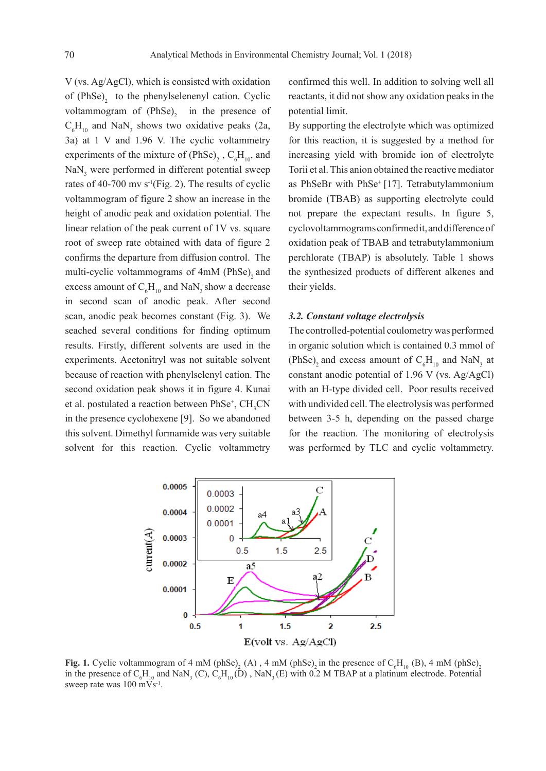V (vs. Ag/AgCl), which is consisted with oxidation of $(PhSe)_2$ to the phenylselenenyl cation. Cyclic voltammogram of $(PhSe)_2$ in the presence of $C_6H_{10}$ and $NaN_3$ shows two oxidative peaks (2a, 3a) at 1 V and 1.96 V. The cyclic voltammetry experiments of the mixture of $(PhSe)_2$, $C_6H_{10}$, and $NaN_3$ were performed in different potential sweep rates of 40-700 mv $s^{-1}$(Fig. 2). The results of cyclic voltammogram of figure 2 show an increase in the height of anodic peak and oxidation potential. The linear relation of the peak current of 1V vs. square root of sweep rate obtained with data of figure 2 confirms the departure from diffusion control. The multi-cyclic voltammograms of 4mM $(PhSe)_2$ and excess amount of $C_6H_{10}$ and $NaN_3$ show a decrease in second scan of anodic peak. After second scan, anodic peak becomes constant (Fig. 3). We seached several conditions for finding optimum results. Firstly, different solvents are used in the experiments. Acetonitryl was not suitable solvent because of reaction with phenylselenyl cation. The second oxidation peak shows it in figure 4. Kunai et al. postulated a reaction between $PhSe^+$, $CH_3CN$ in the presence cyclohexene [9]. So we abandoned this solvent. Dimethyl formamide was very suitable solvent for this reaction. Cyclic voltammetry confirmed this well. In addition to solving well all reactants, it did not show any oxidation peaks in the potential limit.

By supporting the electrolyte which was optimized for this reaction, it is suggested by a method for increasing yield with bromide ion of electrolyte Torii et al. This anion obtained the reactive mediator as PhSeBr with $PhSe^+$ [17]. Tetrabutylammonium bromide (TBAB) as supporting electrolyte could not prepare the expectant results. In figure 5, cyclovoltammograms confirmed it, and difference of oxidation peak of TBAB and tetrabutylammonium perchlorate (TBAP) is absolutely. Table 1 shows the synthesized products of different alkenes and their yields.

### *3.2. Constant voltage electrolysis*

The controlled-potential coulometry was performed in organic solution which is contained 0.3 mmol of $(PhSe)_2$ and excess amount of $C_6H_{10}$ and $NaN_3$ at constant anodic potential of 1.96 V (vs. Ag/AgCl) with an H-type divided cell. Poor results received with undivided cell. The electrolysis was performed between 3-5 h, depending on the passed charge for the reaction. The monitoring of electrolysis was performed by TLC and cyclic voltammetry.

**Fig. 1.** Cyclic voltammogram of 4 mM $(phSe)_2$ (A) , 4 mM $(phSe)_2$ in the presence of $C_6H_{10}$ (B), 4 mM $(phSe)_2$ in the presence of $C_6H_{10}$ and $NaN_3$ (C), $C_6H_{10}$ (D) , $NaN_3$ (E) with 0.2 M TBAP at a platinum electrode. Potential sweep rate was 100 $mVs^{-1}$.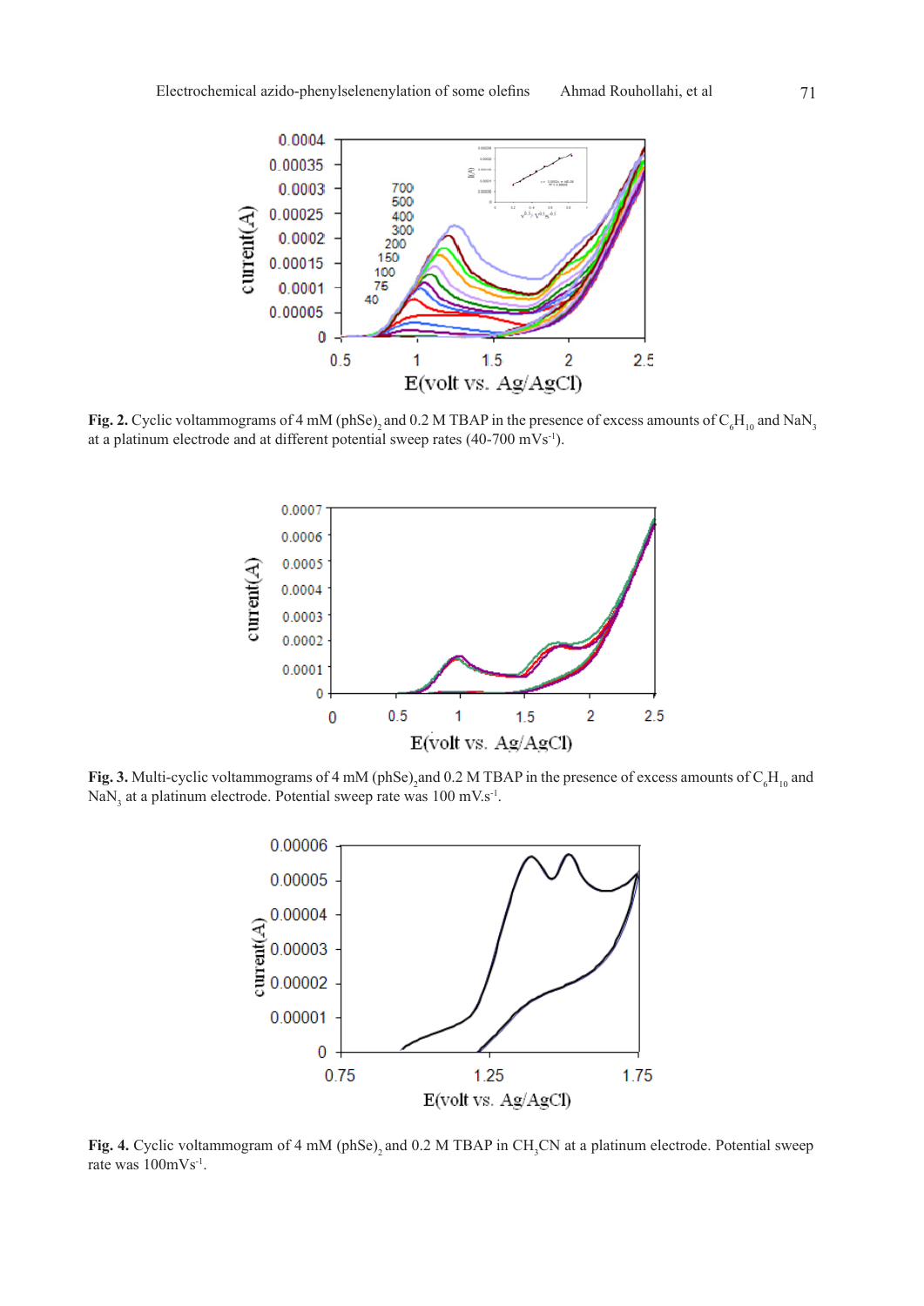**Fig. 2.** Cyclic voltammograms of 4 mM $(phSe)_2$ and 0.2 M TBAP in the presence of excess amounts of $C_6H_{10}$ and $NaN_3$ at a platinum electrode and at different potential sweep rates (40-700 $mVs^{-1}$).

**Fig. 3.** Multi-cyclic voltammograms of 4 mM $(phSe)_2$and 0.2 M TBAP in the presence of excess amounts of $C_6H_{10}$ and $NaN_3$ at a platinum electrode. Potential sweep rate was 100 $mV.s^{-1}$.

**Fig. 4.** Cyclic voltammogram of 4 mM $(phSe)_2$ and 0.2 M TBAP in $CH_3CN$ at a platinum electrode. Potential sweep rate was 100$mVs^{-1}$.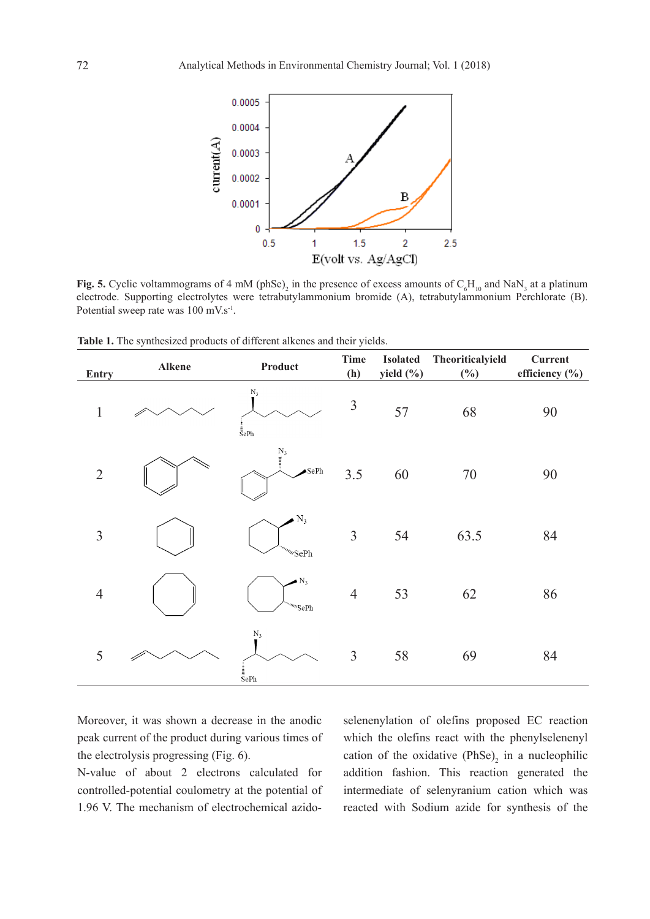**Fig. 5.** Cyclic voltammograms of 4 mM $(phSe)_2$ in the presence of excess amounts of $C_6H_{10}$ and $NaN_3$ at a platinum electrode. Supporting electrolytes were tetrabutylammonium bromide (A), tetrabutylammonium Perchlorate (B). Potential sweep rate was 100 $mV.s^{-1}$.

**Table 1.** The synthesized products of different alkenes and their yields.

| Entry | Alkene | Product | Time (h) | Isolated yield (%) | Theoriticalyield (%) | Current efficiency (%) |
|---|---|---|---|---|---|---|
| 1 | | | 3 | 57 | 68 | 90 |
| 2 | | | 3.5 | 60 | 70 | 90 |
| 3 | | | 3 | 54 | 63.5 | 84 |
| 4 | | | 4 | 53 | 62 | 86 |
| 5 | | | 3 | 58 | 69 | 84 |

Moreover, it was shown a decrease in the anodic peak current of the product during various times of the electrolysis progressing (Fig. 6).

N-value of about 2 electrons calculated for controlled-potential coulometry at the potential of 1.96 V. The mechanism of electrochemical azido-selenenylation of olefins proposed EC reaction which the olefins react with the phenylselenenyl cation of the oxidative $(PhSe)_2$ in a nucleophilic addition fashion. This reaction generated the intermediate of selenyranium cation which was reacted with Sodium azide for synthesis of the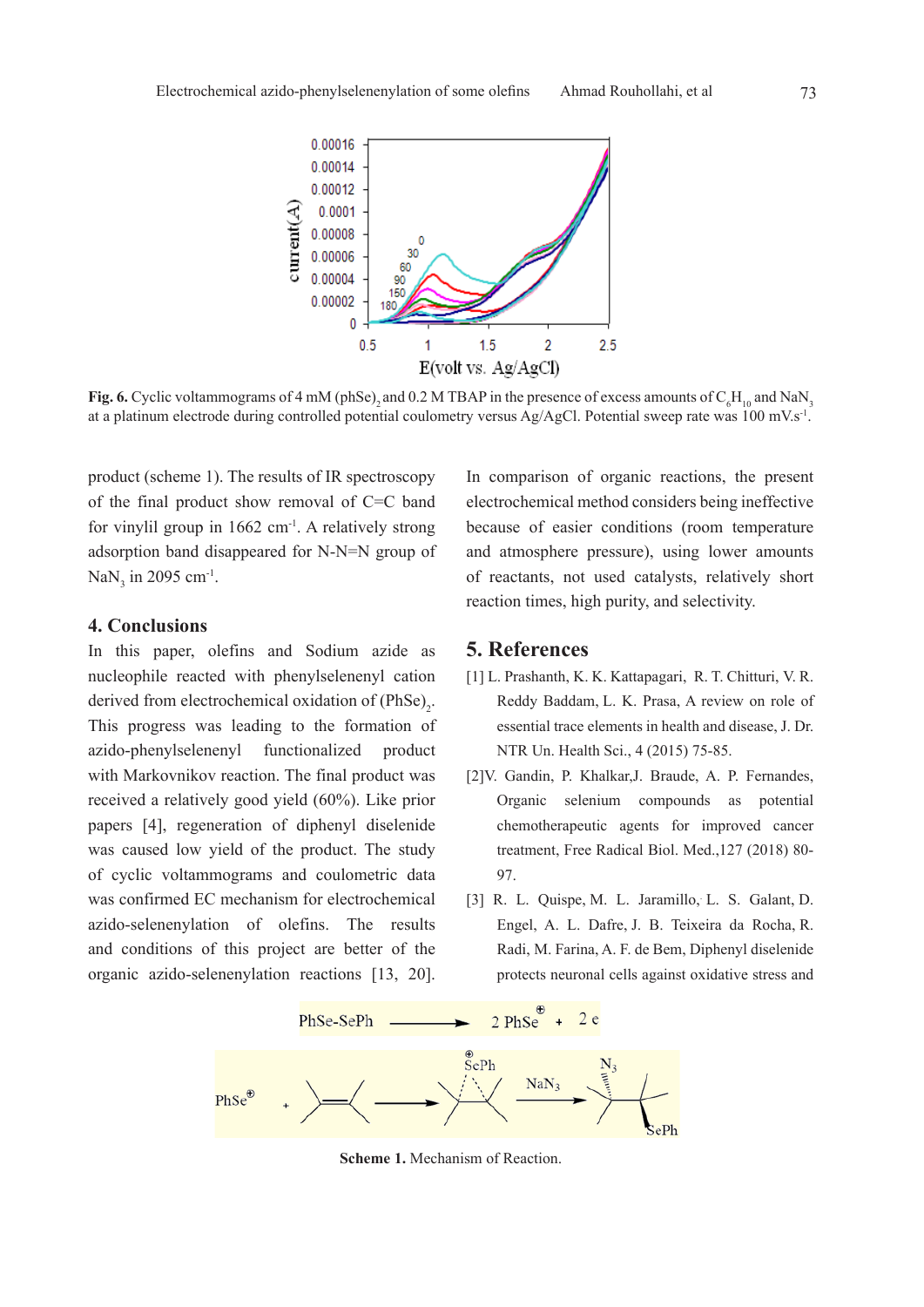**Fig. 6.** Cyclic voltammograms of 4 mM $(phSe)_2$ and 0.2 M TBAP in the presence of excess amounts of $C_6H_{10}$ and $NaN_3$ at a platinum electrode during controlled potential coulometry versus Ag/AgCl. Potential sweep rate was 100 $mV.s^{-1}$.

product (scheme 1). The results of IR spectroscopy of the final product show removal of C=C band for vinylil group in 1662 $cm^{-1}$. A relatively strong adsorption band disappeared for N-N=N group of $NaN_3$ in 2095 $cm^{-1}$.

## 4. Conclusions

In this paper, olefins and Sodium azide as nucleophile reacted with phenylselenenyl cation derived from electrochemical oxidation of $(PhSe)_2$. This progress was leading to the formation of azido-phenylselenenyl functionalized product with Markovnikov reaction. The final product was received a relatively good yield (60%). Like prior papers [4], regeneration of diphenyl diselenide was caused low yield of the product. The study of cyclic voltammograms and coulometric data was confirmed EC mechanism for electrochemical azido-selenenylation of olefins. The results and conditions of this project are better of the organic azido-selenenylation reactions [13, 20]. In comparison of organic reactions, the present electrochemical method considers being ineffective because of easier conditions (room temperature and atmosphere pressure), using lower amounts of reactants, not used catalysts, relatively short reaction times, high purity, and selectivity.

## 5. References

[1] L. Prashanth, K. K. Kattapagari, R. T. Chitturi, V. R. Reddy Baddam, L. K. Prasa, A review on role of essential trace elements in health and disease, J. Dr. NTR Un. Health Sci., 4 (2015) 75-85.

[2] V. Gandin, P. Khalkar, J. Braude, A. P. Fernandes, Organic selenium compounds as potential chemotherapeutic agents for improved cancer treatment, Free Radical Biol. Med., 127 (2018) 80-97.

[3] R. L. Quispe, M. L. Jaramillo, L. S. Galant, D. Engel, A. L. Dafre, J. B. Teixeira da Rocha, R. Radi, M. Farina, A. F. de Bem, Diphenyl diselenide protects neuronal cells against oxidative stress and

PhSe-SePh ⟶ 2 $PhSe^{\oplus}$ + 2 e

$PhSe^{\oplus}$ + olefin ⟶ seleniranium ion ($\overset{\oplus}{S}ePh$) ⟶ ($NaN_3$) ⟶ $N_3$ / SePh product

**Scheme 1.** Mechanism of Reaction.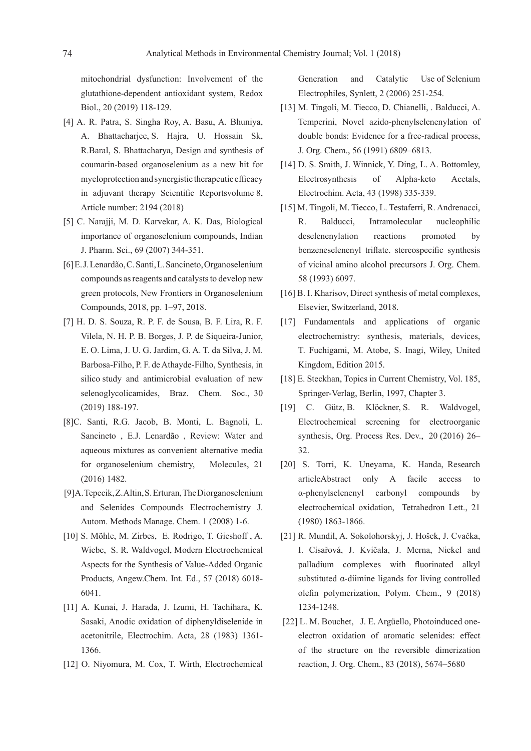mitochondrial dysfunction: Involvement of the glutathione-dependent antioxidant system, Redox Biol., 20 (2019) 118-129.

[4] A. R. Patra, S. Singha Roy, A. Basu, A. Bhuniya, A. Bhattacharjee, S. Hajra, U. Hossain Sk, R.Baral, S. Bhattacharya, Design and synthesis of coumarin-based organoselenium as a new hit for myeloprotection and synergistic therapeutic efficacy in adjuvant therapy Scientific Reportsvolume 8, Article number: 2194 (2018)

[5] C. Narajji, M. D. Karvekar, A. K. Das, Biological importance of organoselenium compounds, Indian J. Pharm. Sci., 69 (2007) 344-351.

[6] E. J. Lenardão, C. Santi, L. Sancineto, Organoselenium compounds as reagents and catalysts to develop new green protocols, New Frontiers in Organoselenium Compounds, 2018, pp. 1–97, 2018.

[7] H. D. S. Souza, R. P. F. de Sousa, B. F. Lira, R. F. Vilela, N. H. P. B. Borges, J. P. de Siqueira-Junior, E. O. Lima, J. U. G. Jardim, G. A. T. da Silva, J. M. Barbosa-Filho, P. F. de Athayde-Filho, Synthesis, in silico study and antimicrobial evaluation of new selenoglycolicamides, Braz. Chem. Soc., 30 (2019) 188-197.

[8] C. Santi, R.G. Jacob, B. Monti, L. Bagnoli, L. Sancineto , E.J. Lenardão , Review: Water and aqueous mixtures as convenient alternative media for organoselenium chemistry, Molecules, 21 (2016) 1482.

[9] A. Tepecik, Z. Altin, S. Erturan, The Diorganoselenium and Selenides Compounds Electrochemistry J. Autom. Methods Manage. Chem. 1 (2008) 1-6.

[10] S. Möhle, M. Zirbes, E. Rodrigo, T. Gieshoff , A. Wiebe, S. R. Waldvogel, Modern Electrochemical Aspects for the Synthesis of Value-Added Organic Products, Angew.Chem. Int. Ed., 57 (2018) 6018-6041.

[11] A. Kunai, J. Harada, J. Izumi, H. Tachihara, K. Sasaki, Anodic oxidation of diphenyldiselenide in acetonitrile, Electrochim. Acta, 28 (1983) 1361-1366.

[12] O. Niyomura, M. Cox, T. Wirth, Electrochemical Generation and Catalytic Use of Selenium Electrophiles, Synlett, 2 (2006) 251-254.

[13] M. Tingoli, M. Tiecco, D. Chianelli, . Balducci, A. Temperini, Novel azido-phenylselenenylation of double bonds: Evidence for a free-radical process, J. Org. Chem., 56 (1991) 6809–6813.

[14] D. S. Smith, J. Winnick, Y. Ding, L. A. Bottomley, Electrosynthesis of Alpha-keto Acetals, Electrochim. Acta, 43 (1998) 335-339.

[15] M. Tingoli, M. Tiecco, L. Testaferri, R. Andrenacci, R. Balducci, Intramolecular nucleophilic deselenenylation reactions promoted by benzeneselenenyl triflate. stereospecific synthesis of vicinal amino alcohol precursors J. Org. Chem. 58 (1993) 6097.

[16] B. I. Kharisov, Direct synthesis of metal complexes, Elsevier, Switzerland, 2018.

[17] Fundamentals and applications of organic electrochemistry: synthesis, materials, devices, T. Fuchigami, M. Atobe, S. Inagi, Wiley, United Kingdom, Edition 2015.

[18] E. Steckhan, Topics in Current Chemistry, Vol. 185, Springer-Verlag, Berlin, 1997, Chapter 3.

[19] C. Gütz, B. Klöckner, S. R. Waldvogel, Electrochemical screening for electroorganic synthesis, Org. Process Res. Dev., 20 (2016) 26–32.

[20] S. Torri, K. Uneyama, K. Handa, Research articleAbstract only A facile access to α-phenylselenenyl carbonyl compounds by electrochemical oxidation, Tetrahedron Lett., 21 (1980) 1863-1866.

[21] R. Mundil, A. Sokolohorskyj, J. Hošek, J. Cvačka, I. Císařová, J. Kvíčala, J. Merna, Nickel and palladium complexes with fluorinated alkyl substituted α-diimine ligands for living controlled olefin polymerization, Polym. Chem., 9 (2018) 1234-1248.

[22] L. M. Bouchet, J. E. Argüello, Photoinduced one-electron oxidation of aromatic selenides: effect of the structure on the reversible dimerization reaction, J. Org. Chem., 83 (2018), 5674–5680